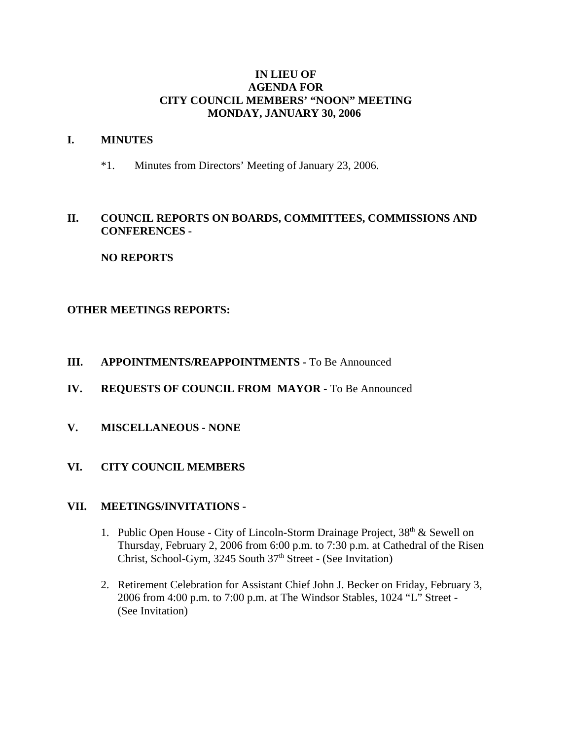**IN LIEU OF**
**AGENDA FOR**
**CITY COUNCIL MEMBERS' "NOON" MEETING**
**MONDAY, JANUARY 30, 2006**

## I. MINUTES

*1. Minutes from Directors' Meeting of January 23, 2006.

## II. COUNCIL REPORTS ON BOARDS, COMMITTEES, COMMISSIONS AND CONFERENCES -

**NO REPORTS**

**OTHER MEETINGS REPORTS:**

## III. APPOINTMENTS/REAPPOINTMENTS - To Be Announced

## IV. REQUESTS OF COUNCIL FROM MAYOR - To Be Announced

## V. MISCELLANEOUS - NONE

## VI. CITY COUNCIL MEMBERS

## VII. MEETINGS/INVITATIONS -

1. Public Open House - City of Lincoln-Storm Drainage Project, 38th & Sewell on Thursday, February 2, 2006 from 6:00 p.m. to 7:30 p.m. at Cathedral of the Risen Christ, School-Gym, 3245 South 37th Street - (See Invitation)

2. Retirement Celebration for Assistant Chief John J. Becker on Friday, February 3, 2006 from 4:00 p.m. to 7:00 p.m. at The Windsor Stables, 1024 "L" Street - (See Invitation)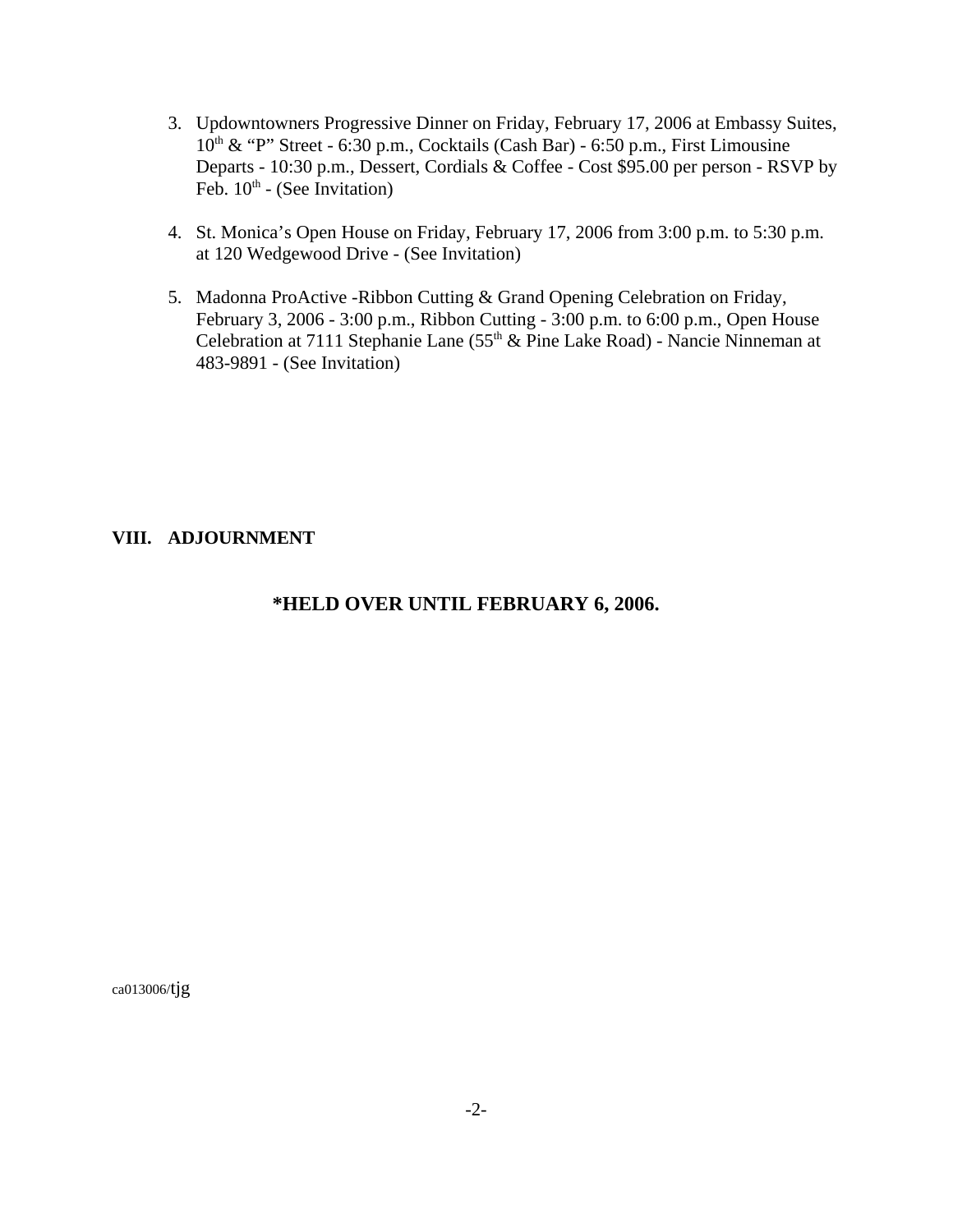3. Updowntowners Progressive Dinner on Friday, February 17, 2006 at Embassy Suites, 10th & "P" Street - 6:30 p.m., Cocktails (Cash Bar) - 6:50 p.m., First Limousine Departs - 10:30 p.m., Dessert, Cordials & Coffee - Cost $95.00 per person - RSVP by Feb. 10th - (See Invitation)

4. St. Monica's Open House on Friday, February 17, 2006 from 3:00 p.m. to 5:30 p.m. at 120 Wedgewood Drive - (See Invitation)

5. Madonna ProActive -Ribbon Cutting & Grand Opening Celebration on Friday, February 3, 2006 - 3:00 p.m., Ribbon Cutting - 3:00 p.m. to 6:00 p.m., Open House Celebration at 7111 Stephanie Lane (55th & Pine Lake Road) - Nancie Ninneman at 483-9891 - (See Invitation)

**VIII. ADJOURNMENT**

**\*HELD OVER UNTIL FEBRUARY 6, 2006.**

ca013006/tjg